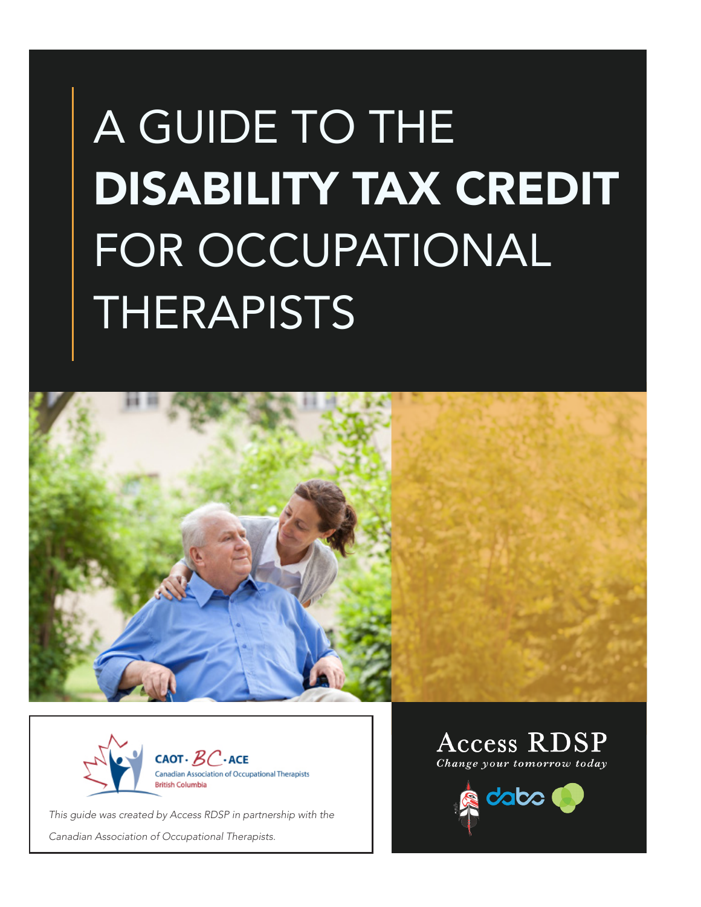# A GUIDE TO THE **DISABILITY TAX CREDIT** FOR OCCUPATIONAL THERAPISTS

CAOT · BC · ACE
Canadian Association of Occupational Therapists
British Columbia

*This guide was created by Access RDSP in partnership with the Canadian Association of Occupational Therapists.*

Access RDSP
*Change your tomorrow today*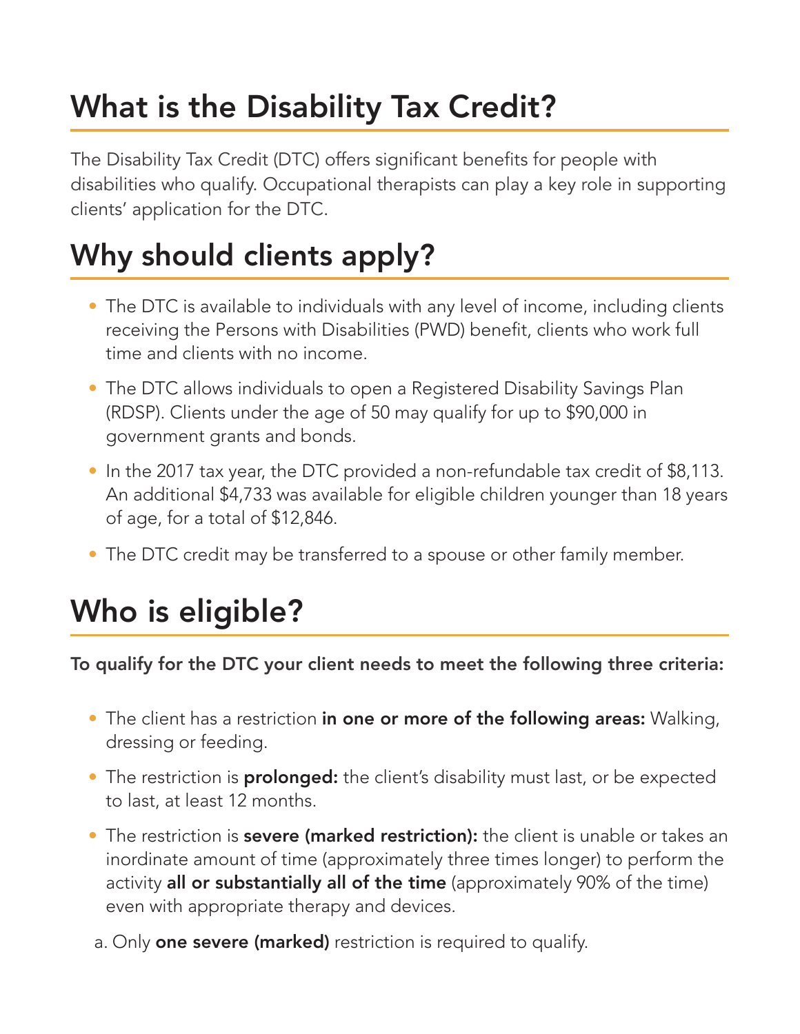# What is the Disability Tax Credit?

The Disability Tax Credit (DTC) offers significant benefits for people with disabilities who qualify. Occupational therapists can play a key role in supporting clients' application for the DTC.

# Why should clients apply?

- The DTC is available to individuals with any level of income, including clients receiving the Persons with Disabilities (PWD) benefit, clients who work full time and clients with no income.
- The DTC allows individuals to open a Registered Disability Savings Plan (RDSP). Clients under the age of 50 may qualify for up to $90,000 in government grants and bonds.
- In the 2017 tax year, the DTC provided a non-refundable tax credit of $8,113. An additional $4,733 was available for eligible children younger than 18 years of age, for a total of $12,846.
- The DTC credit may be transferred to a spouse or other family member.

# Who is eligible?

**To qualify for the DTC your client needs to meet the following three criteria:**

- The client has a restriction **in one or more of the following areas:** Walking, dressing or feeding.
- The restriction is **prolonged:** the client's disability must last, or be expected to last, at least 12 months.
- The restriction is **severe (marked restriction):** the client is unable or takes an inordinate amount of time (approximately three times longer) to perform the activity **all or substantially all of the time** (approximately 90% of the time) even with appropriate therapy and devices.

a. Only **one severe (marked)** restriction is required to qualify.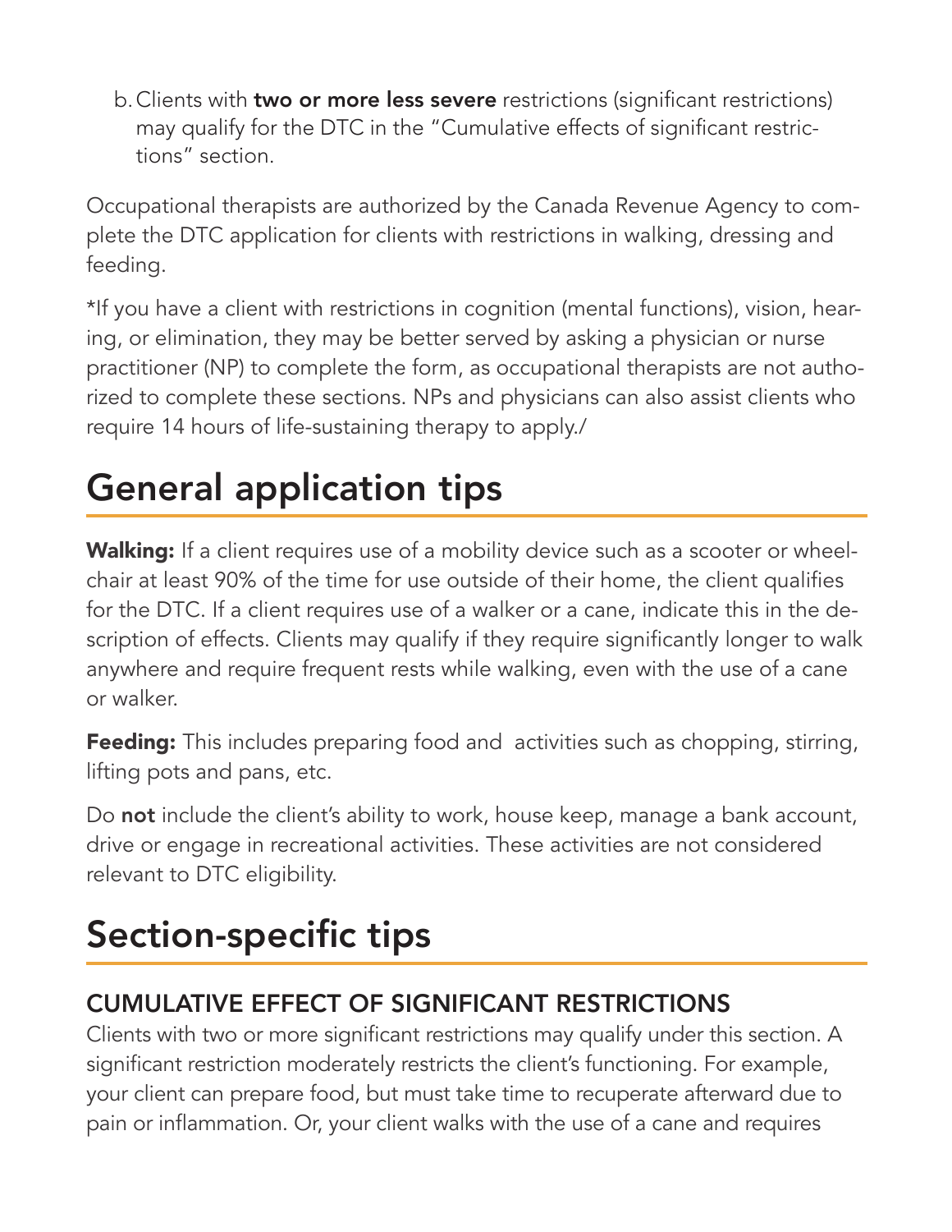b. Clients with **two or more less severe** restrictions (significant restrictions) may qualify for the DTC in the "Cumulative effects of significant restrictions" section.

Occupational therapists are authorized by the Canada Revenue Agency to complete the DTC application for clients with restrictions in walking, dressing and feeding.

*If you have a client with restrictions in cognition (mental functions), vision, hearing, or elimination, they may be better served by asking a physician or nurse practitioner (NP) to complete the form, as occupational therapists are not authorized to complete these sections. NPs and physicians can also assist clients who require 14 hours of life-sustaining therapy to apply./

## General application tips

**Walking:** If a client requires use of a mobility device such as a scooter or wheelchair at least 90% of the time for use outside of their home, the client qualifies for the DTC. If a client requires use of a walker or a cane, indicate this in the description of effects. Clients may qualify if they require significantly longer to walk anywhere and require frequent rests while walking, even with the use of a cane or walker.

**Feeding:** This includes preparing food and activities such as chopping, stirring, lifting pots and pans, etc.

Do **not** include the client's ability to work, house keep, manage a bank account, drive or engage in recreational activities. These activities are not considered relevant to DTC eligibility.

## Section-specific tips

### CUMULATIVE EFFECT OF SIGNIFICANT RESTRICTIONS

Clients with two or more significant restrictions may qualify under this section. A significant restriction moderately restricts the client's functioning. For example, your client can prepare food, but must take time to recuperate afterward due to pain or inflammation. Or, your client walks with the use of a cane and requires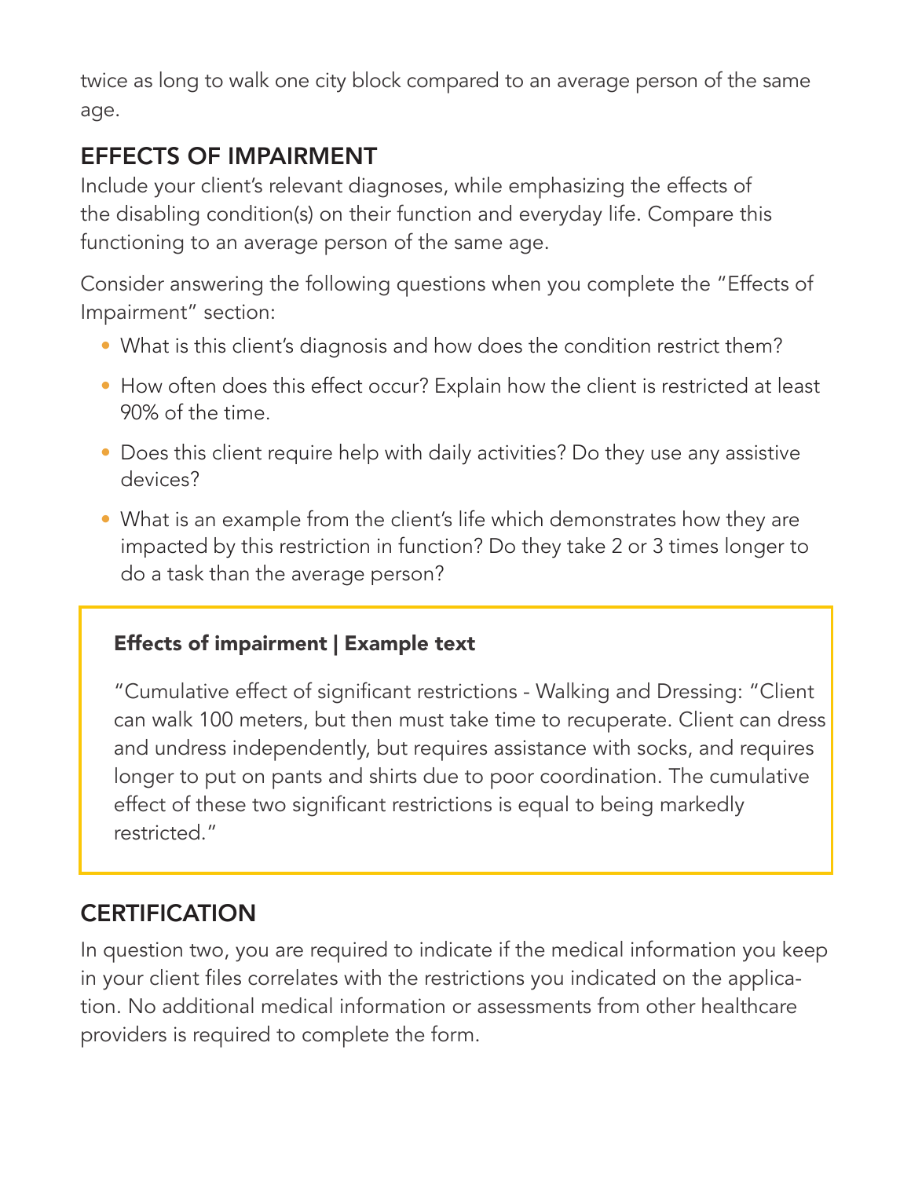twice as long to walk one city block compared to an average person of the same age.

## EFFECTS OF IMPAIRMENT

Include your client's relevant diagnoses, while emphasizing the effects of the disabling condition(s) on their function and everyday life. Compare this functioning to an average person of the same age.

Consider answering the following questions when you complete the "Effects of Impairment" section:

- What is this client's diagnosis and how does the condition restrict them?
- How often does this effect occur? Explain how the client is restricted at least 90% of the time.
- Does this client require help with daily activities? Do they use any assistive devices?
- What is an example from the client's life which demonstrates how they are impacted by this restriction in function? Do they take 2 or 3 times longer to do a task than the average person?

> **Effects of impairment | Example text**
>
> "Cumulative effect of significant restrictions - Walking and Dressing: "Client can walk 100 meters, but then must take time to recuperate. Client can dress and undress independently, but requires assistance with socks, and requires longer to put on pants and shirts due to poor coordination. The cumulative effect of these two significant restrictions is equal to being markedly restricted."

## CERTIFICATION

In question two, you are required to indicate if the medical information you keep in your client files correlates with the restrictions you indicated on the application. No additional medical information or assessments from other healthcare providers is required to complete the form.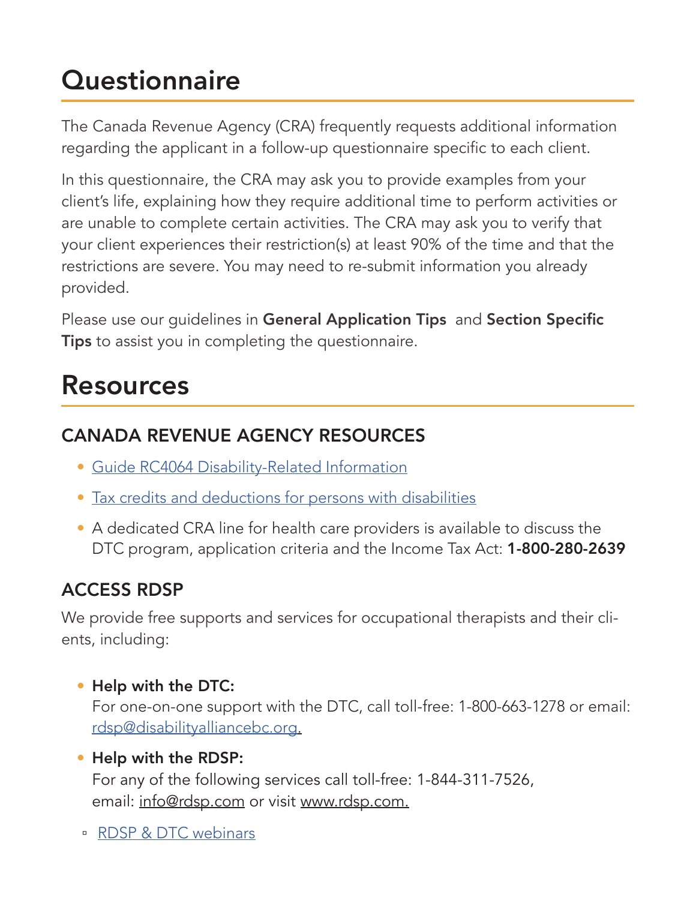# Questionnaire

The Canada Revenue Agency (CRA) frequently requests additional information regarding the applicant in a follow-up questionnaire specific to each client.

In this questionnaire, the CRA may ask you to provide examples from your client's life, explaining how they require additional time to perform activities or are unable to complete certain activities. The CRA may ask you to verify that your client experiences their restriction(s) at least 90% of the time and that the restrictions are severe. You may need to re-submit information you already provided.

Please use our guidelines in **General Application Tips** and **Section Specific Tips** to assist you in completing the questionnaire.

# Resources

## CANADA REVENUE AGENCY RESOURCES

- Guide RC4064 Disability-Related Information
- Tax credits and deductions for persons with disabilities
- A dedicated CRA line for health care providers is available to discuss the DTC program, application criteria and the Income Tax Act: **1-800-280-2639**

## ACCESS RDSP

We provide free supports and services for occupational therapists and their clients, including:

- **Help with the DTC:**
  For one-on-one support with the DTC, call toll-free: 1-800-663-1278 or email: rdsp@disabilityalliancebc.org.
- **Help with the RDSP:**
  For any of the following services call toll-free: 1-844-311-7526, email: info@rdsp.com or visit www.rdsp.com.
  - RDSP & DTC webinars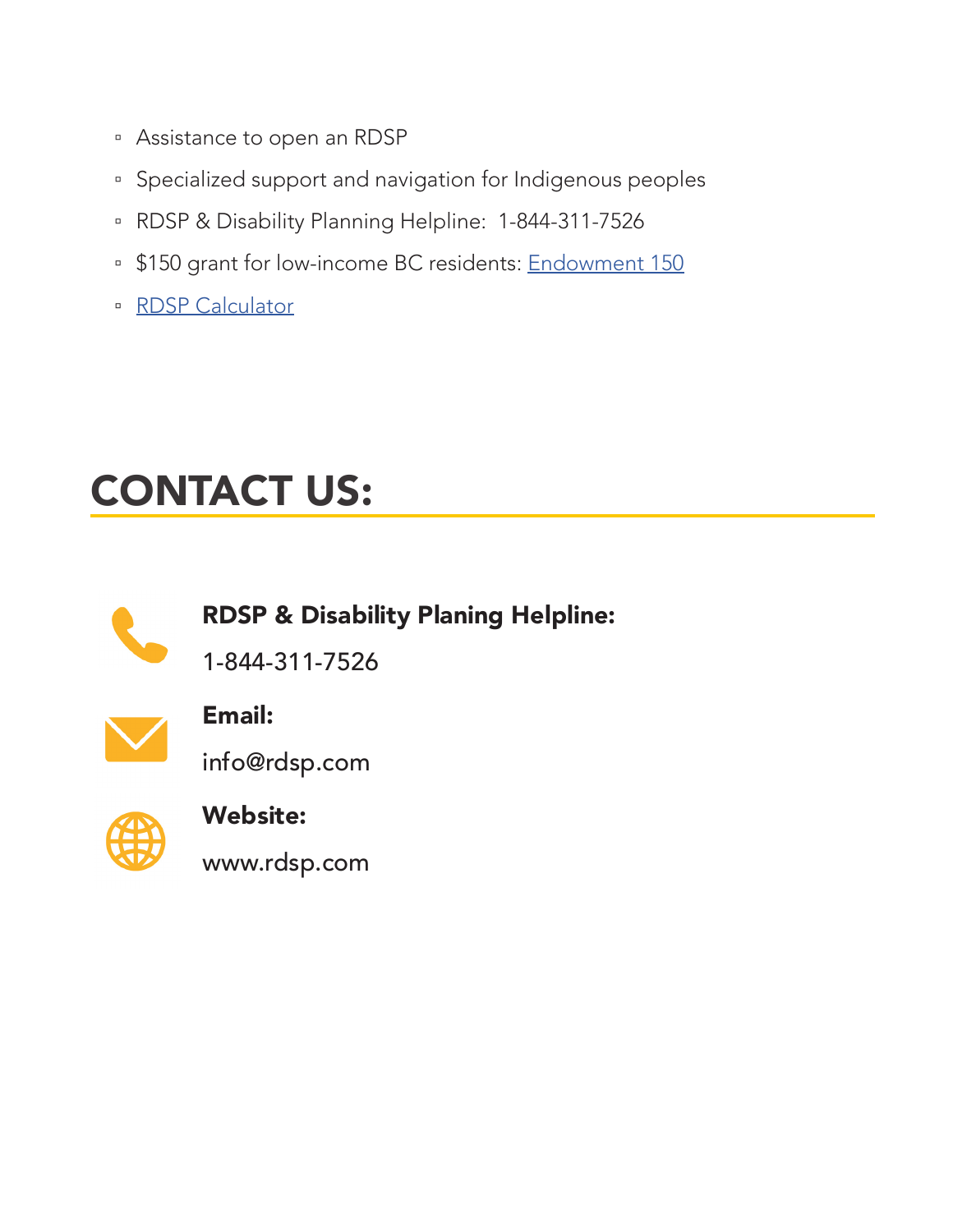- Assistance to open an RDSP
- Specialized support and navigation for Indigenous peoples
- RDSP & Disability Planning Helpline: 1-844-311-7526
- $150 grant for low-income BC residents: Endowment 150
- RDSP Calculator

# CONTACT US:

**RDSP & Disability Planing Helpline:**

1-844-311-7526

**Email:**

info@rdsp.com

**Website:**

www.rdsp.com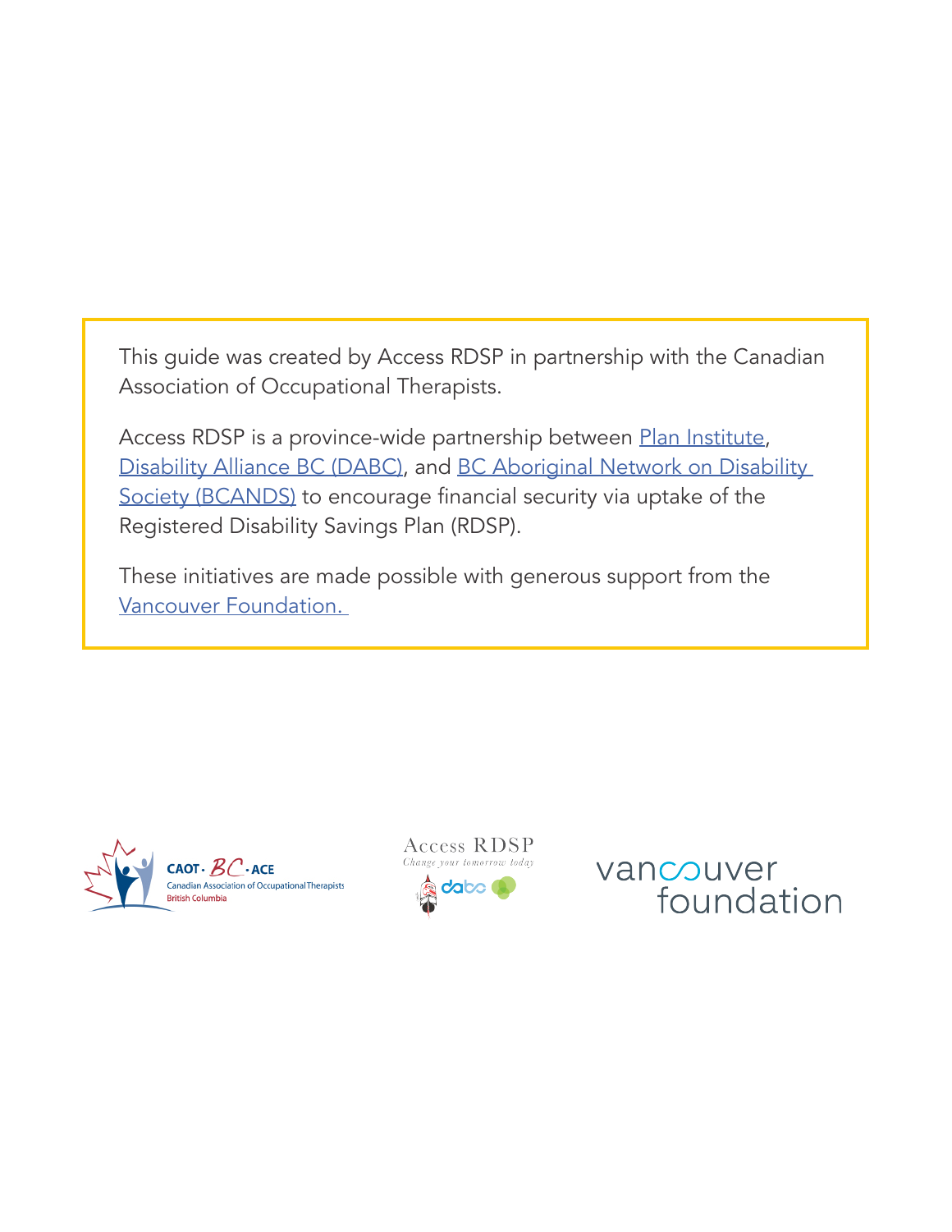This guide was created by Access RDSP in partnership with the Canadian Association of Occupational Therapists.

Access RDSP is a province-wide partnership between Plan Institute, Disability Alliance BC (DABC), and BC Aboriginal Network on Disability Society (BCANDS) to encourage financial security via uptake of the Registered Disability Savings Plan (RDSP).

These initiatives are made possible with generous support from the Vancouver Foundation.